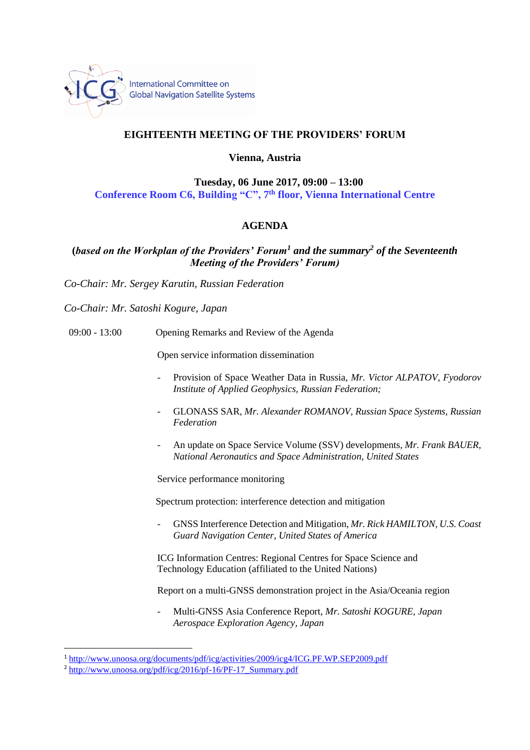International Committee on Global Navigation Satellite Systems

# EIGHTEENTH MEETING OF THE PROVIDERS' FORUM

**Vienna, Austria**

**Tuesday, 06 June 2017, 09:00 – 13:00**
**Conference Room C6, Building "C", 7th floor, Vienna International Centre**

## AGENDA

**(*based on the Workplan of the Providers' Forum*[1] *and the summary*[2] *of the Seventeenth Meeting of the Providers' Forum*)**

*Co-Chair: Mr. Sergey Karutin, Russian Federation*

*Co-Chair: Mr. Satoshi Kogure, Japan*

09:00 - 13:00 Opening Remarks and Review of the Agenda

Open service information dissemination

- Provision of Space Weather Data in Russia, *Mr. Victor ALPATOV, Fyodorov Institute of Applied Geophysics, Russian Federation;*
- GLONASS SAR, *Mr. Alexander ROMANOV, Russian Space Systems, Russian Federation*
- An update on Space Service Volume (SSV) developments, *Mr. Frank BAUER, National Aeronautics and Space Administration, United States*

Service performance monitoring

Spectrum protection: interference detection and mitigation

- GNSS Interference Detection and Mitigation, *Mr. Rick HAMILTON, U.S. Coast Guard Navigation Center, United States of America*

ICG Information Centres: Regional Centres for Space Science and Technology Education (affiliated to the United Nations)

Report on a multi-GNSS demonstration project in the Asia/Oceania region

- Multi-GNSS Asia Conference Report, *Mr. Satoshi KOGURE, Japan Aerospace Exploration Agency, Japan*

---

[1] http://www.unoosa.org/documents/pdf/icg/activities/2009/icg4/ICG.PF.WP.SEP2009.pdf

[2] http://www.unoosa.org/pdf/icg/2016/pf-16/PF-17_Summary.pdf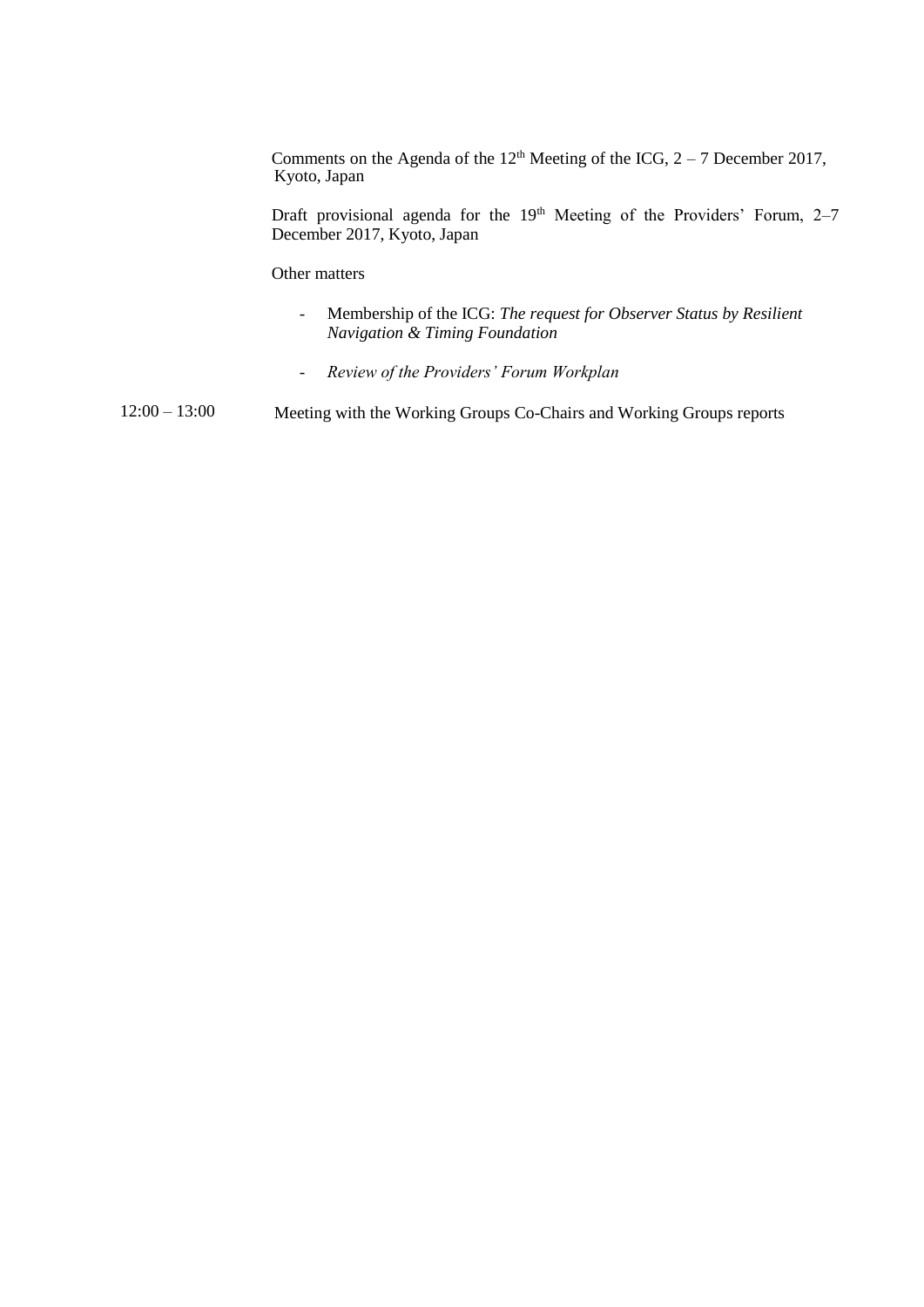Comments on the Agenda of the 12th Meeting of the ICG, 2 – 7 December 2017, Kyoto, Japan

Draft provisional agenda for the 19th Meeting of the Providers' Forum, 2–7 December 2017, Kyoto, Japan

Other matters

- Membership of the ICG: *The request for Observer Status by Resilient Navigation & Timing Foundation*
- *Review of the Providers' Forum Workplan*

12:00 – 13:00 Meeting with the Working Groups Co-Chairs and Working Groups reports